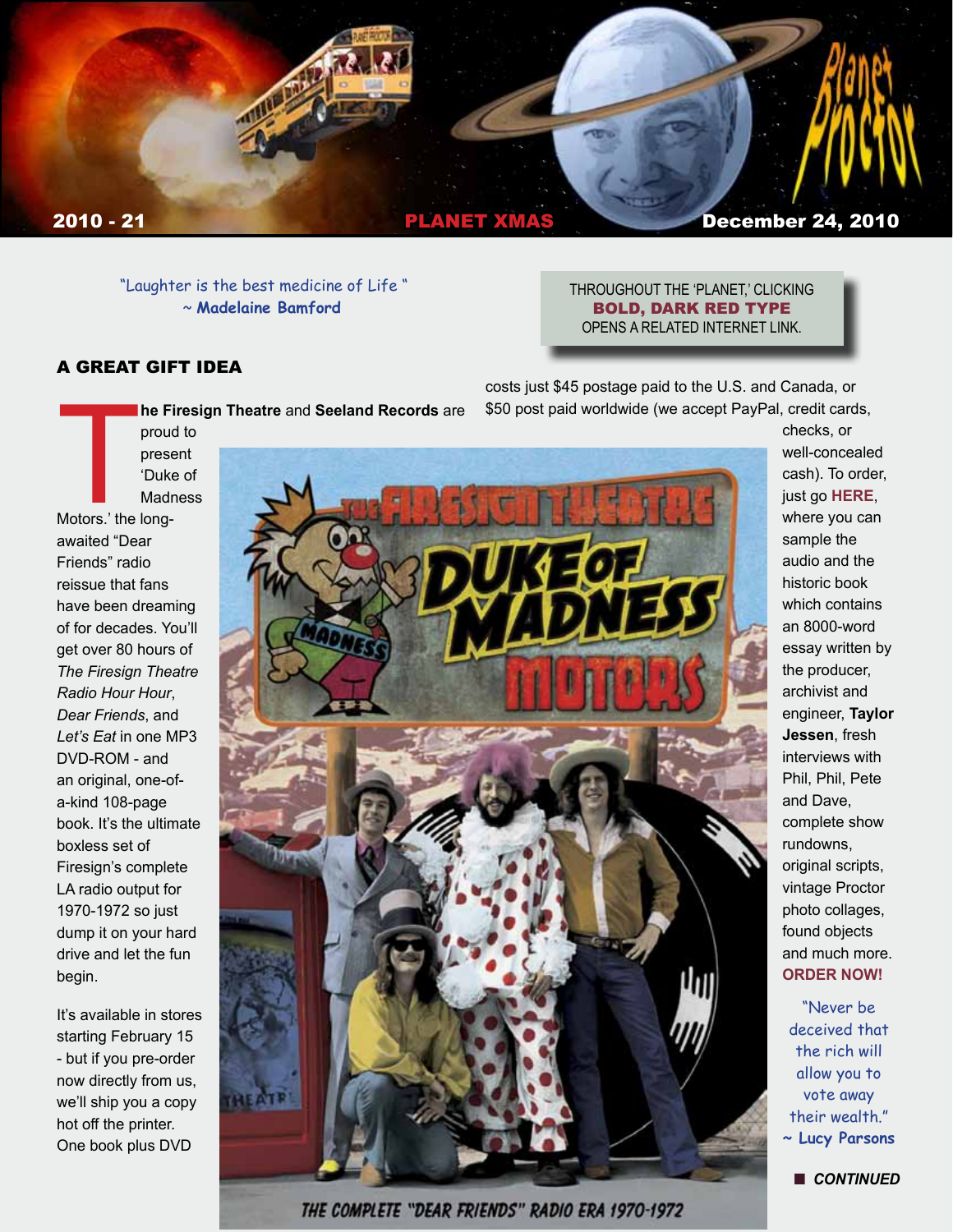"Laughter is the best medicine of Life "
~ **Madelaine Bamford**

THROUGHOUT THE 'PLANET,' CLICKING **BOLD, DARK RED TYPE** OPENS A RELATED INTERNET LINK.

## A GREAT GIFT IDEA

**The Firesign Theatre** and **Seeland Records** are proud to present 'Duke of Madness Motors.' the long-awaited "Dear Friends" radio reissue that fans have been dreaming of for decades. You'll get over 80 hours of *The Firesign Theatre Radio Hour*, *Dear Friends*, and *Let's Eat* in one MP3 DVD-ROM - and an original, one-of-a-kind 108-page book. It's the ultimate boxless set of Firesign's complete LA radio output for 1970-1972 so just dump it on your hard drive and let the fun begin.

It's available in stores starting February 15 - but if you pre-order now directly from us, we'll ship you a copy hot off the printer. One book plus DVD costs just $45 postage paid to the U.S. and Canada, or $50 post paid worldwide (we accept PayPal, credit cards, checks, or well-concealed cash). To order, just go **HERE**, where you can sample the audio and the historic book which contains an 8000-word essay written by the producer, archivist and engineer, **Taylor Jessen**, fresh interviews with Phil, Phil, Pete and Dave, complete show rundowns, original scripts, vintage Proctor photo collages, found objects and much more. **ORDER NOW!**

THE COMPLETE "DEAR FRIENDS" RADIO ERA 1970-1972

"Never be deceived that the rich will allow you to vote away their wealth."
~ **Lucy Parsons**

■ ***CONTINUED***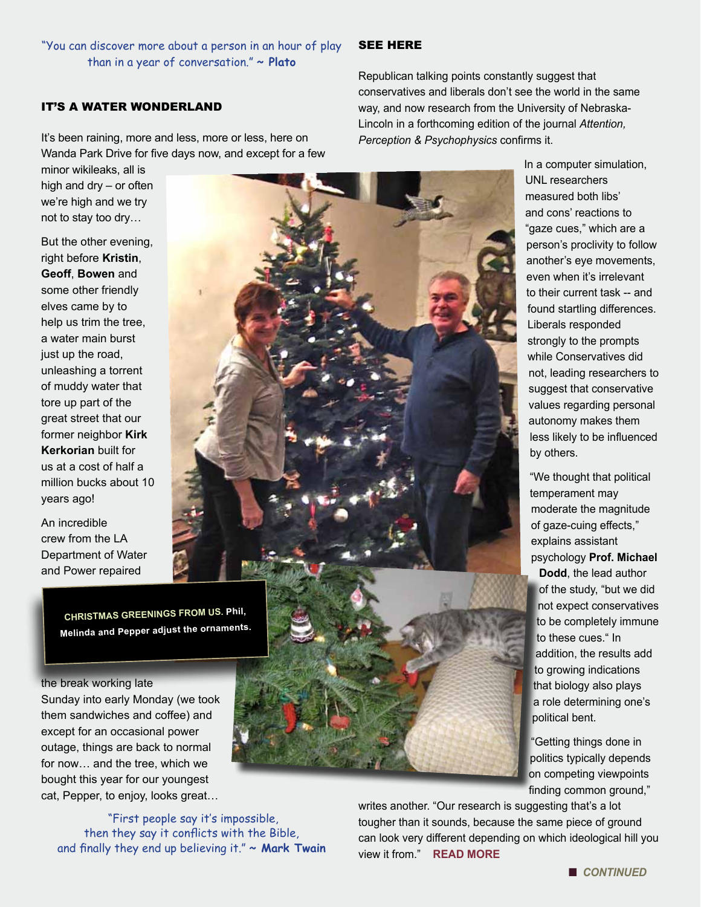"You can discover more about a person in an hour of play than in a year of conversation." ~ **Plato**

## IT'S A WATER WONDERLAND

It's been raining, more and less, more or less, here on Wanda Park Drive for five days now, and except for a few minor wikileaks, all is high and dry – or often we're high and we try not to stay too dry…

But the other evening, right before **Kristin**, **Geoff**, **Bowen** and some other friendly elves came by to help us trim the tree, a water main burst just up the road, unleashing a torrent of muddy water that tore up part of the great street that our former neighbor **Kirk Kerkorian** built for us at a cost of half a million bucks about 10 years ago!

An incredible crew from the LA Department of Water and Power repaired the break working late Sunday into early Monday (we took them sandwiches and coffee) and except for an occasional power outage, things are back to normal for now… and the tree, which we bought this year for our youngest cat, Pepper, to enjoy, looks great…

**CHRISTMAS GREENINGS FROM US. Phil, Melinda and Pepper adjust the ornaments.**

"First people say it's impossible, then they say it conflicts with the Bible, and finally they end up believing it." ~ **Mark Twain**

## SEE HERE

Republican talking points constantly suggest that conservatives and liberals don't see the world in the same way, and now research from the University of Nebraska-Lincoln in a forthcoming edition of the journal *Attention, Perception & Psychophysics* confirms it.

In a computer simulation, UNL researchers measured both libs' and cons' reactions to "gaze cues," which are a person's proclivity to follow another's eye movements, even when it's irrelevant to their current task -- and found startling differences. Liberals responded strongly to the prompts while Conservatives did not, leading researchers to suggest that conservative values regarding personal autonomy makes them less likely to be influenced by others.

"We thought that political temperament may moderate the magnitude of gaze-cuing effects," explains assistant psychology **Prof. Michael Dodd**, the lead author of the study, "but we did not expect conservatives to be completely immune to these cues." In addition, the results add to growing indications that biology also plays a role determining one's political bent.

"Getting things done in politics typically depends on competing viewpoints finding common ground," writes another. "Our research is suggesting that's a lot tougher than it sounds, because the same piece of ground can look very different depending on which ideological hill you view it from." **READ MORE**

■ *CONTINUED*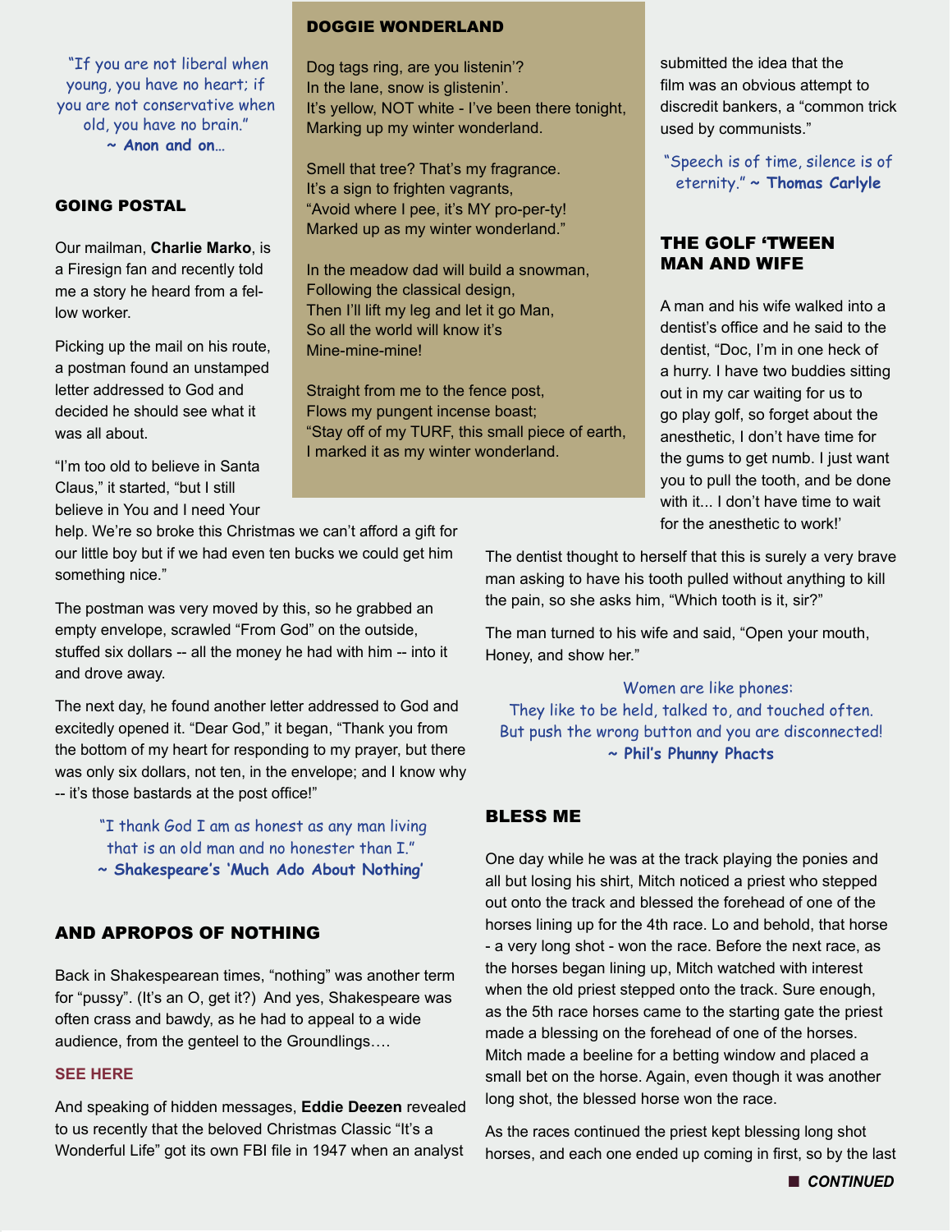*"If you are not liberal when young, you have no heart; if you are not conservative when old, you have no brain."*
**~ Anon and on…**

## GOING POSTAL

Our mailman, **Charlie Marko**, is a Firesign fan and recently told me a story he heard from a fellow worker.

Picking up the mail on his route, a postman found an unstamped letter addressed to God and decided he should see what it was all about.

"I'm too old to believe in Santa Claus," it started, "but I still believe in You and I need Your help. We're so broke this Christmas we can't afford a gift for our little boy but if we had even ten bucks we could get him something nice."

The postman was very moved by this, so he grabbed an empty envelope, scrawled "From God" on the outside, stuffed six dollars -- all the money he had with him -- into it and drove away.

The next day, he found another letter addressed to God and excitedly opened it. "Dear God," it began, "Thank you from the bottom of my heart for responding to my prayer, but there was only six dollars, not ten, in the envelope; and I know why -- it's those bastards at the post office!"

*"I thank God I am as honest as any man living that is an old man and no honester than I."*
**~ Shakespeare's 'Much Ado About Nothing'**

## AND APROPOS OF NOTHING

Back in Shakespearean times, "nothing" was another term for "pussy". (It's an O, get it?) And yes, Shakespeare was often crass and bawdy, as he had to appeal to a wide audience, from the genteel to the Groundlings….

**SEE HERE**

And speaking of hidden messages, **Eddie Deezen** revealed to us recently that the beloved Christmas Classic "It's a Wonderful Life" got its own FBI file in 1947 when an analyst submitted the idea that the film was an obvious attempt to discredit bankers, a "common trick used by communists."

## DOGGIE WONDERLAND

Dog tags ring, are you listenin'?
In the lane, snow is glistenin'.
It's yellow, NOT white - I've been there tonight,
Marking up my winter wonderland.

Smell that tree? That's my fragrance.
It's a sign to frighten vagrants,
"Avoid where I pee, it's MY pro-per-ty!
Marked up as my winter wonderland."

In the meadow dad will build a snowman,
Following the classical design,
Then I'll lift my leg and let it go Man,
So all the world will know it's
Mine-mine-mine!

Straight from me to the fence post,
Flows my pungent incense boast;
"Stay off of my TURF, this small piece of earth,
I marked it as my winter wonderland.

*"Speech is of time, silence is of eternity."* **~ Thomas Carlyle**

## THE GOLF 'TWEEN MAN AND WIFE

A man and his wife walked into a dentist's office and he said to the dentist, "Doc, I'm in one heck of a hurry. I have two buddies sitting out in my car waiting for us to go play golf, so forget about the anesthetic, I don't have time for the gums to get numb. I just want you to pull the tooth, and be done with it... I don't have time to wait for the anesthetic to work!'

The dentist thought to herself that this is surely a very brave man asking to have his tooth pulled without anything to kill the pain, so she asks him, "Which tooth is it, sir?"

The man turned to his wife and said, "Open your mouth, Honey, and show her."

*Women are like phones:*
*They like to be held, talked to, and touched often.*
*But push the wrong button and you are disconnected!*
**~ Phil's Phunny Phacts**

## BLESS ME

One day while he was at the track playing the ponies and all but losing his shirt, Mitch noticed a priest who stepped out onto the track and blessed the forehead of one of the horses lining up for the 4th race. Lo and behold, that horse - a very long shot - won the race. Before the next race, as the horses began lining up, Mitch watched with interest when the old priest stepped onto the track. Sure enough, as the 5th race horses came to the starting gate the priest made a blessing on the forehead of one of the horses. Mitch made a beeline for a betting window and placed a small bet on the horse. Again, even though it was another long shot, the blessed horse won the race.

As the races continued the priest kept blessing long shot horses, and each one ended up coming in first, so by the last

***CONTINUED***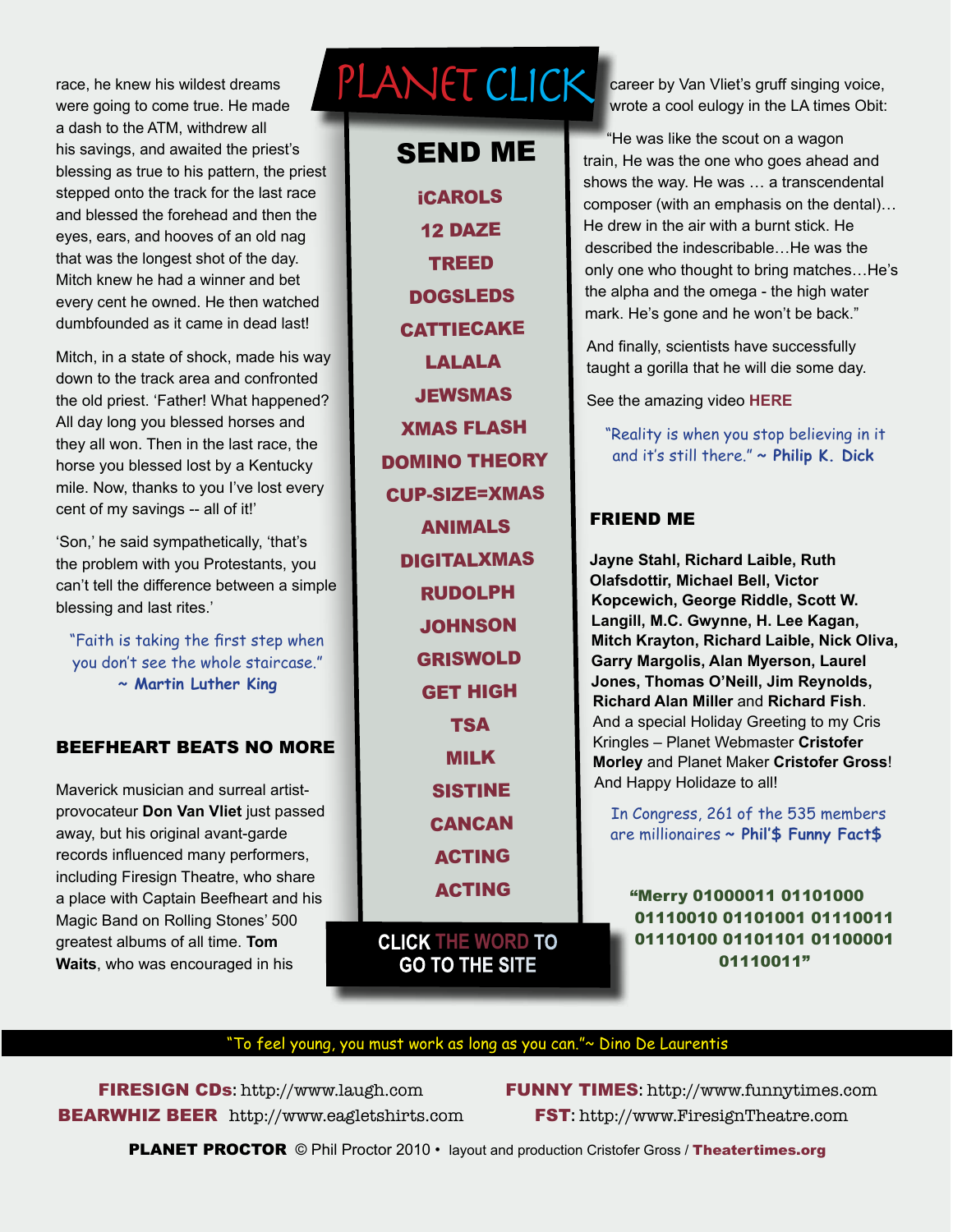race, he knew his wildest dreams were going to come true. He made a dash to the ATM, withdrew all his savings, and awaited the priest's blessing as true to his pattern, the priest stepped onto the track for the last race and blessed the forehead and then the eyes, ears, and hooves of an old nag that was the longest shot of the day. Mitch knew he had a winner and bet every cent he owned. He then watched dumbfounded as it came in dead last!

Mitch, in a state of shock, made his way down to the track area and confronted the old priest. 'Father! What happened? All day long you blessed horses and they all won. Then in the last race, the horse you blessed lost by a Kentucky mile. Now, thanks to you I've lost every cent of my savings -- all of it!'

'Son,' he said sympathetically, 'that's the problem with you Protestants, you can't tell the difference between a simple blessing and last rites.'

"Faith is taking the first step when you don't see the whole staircase." ~ **Martin Luther King**

## BEEFHEART BEATS NO MORE

Maverick musician and surreal artist-provocateur **Don Van Vliet** just passed away, but his original avant-garde records influenced many performers, including Firesign Theatre, who share a place with Captain Beefheart and his Magic Band on Rolling Stones' 500 greatest albums of all time. **Tom Waits**, who was encouraged in his career by Van Vliet's gruff singing voice, wrote a cool eulogy in the LA times Obit:

"He was like the scout on a wagon train, He was the one who goes ahead and shows the way. He was … a transcendental composer (with an emphasis on the dental)… He drew in the air with a burnt stick. He described the indescribable…He was the only one who thought to bring matches…He's the alpha and the omega - the high water mark. He's gone and he won't be back."

And finally, scientists have successfully taught a gorilla that he will die some day.

See the amazing video **HERE**

"Reality is when you stop believing in it and it's still there." ~ **Philip K. Dick**

# PLANET CLICK

## SEND ME

- iCAROLS
- 12 DAZE
- TREED
- DOGSLEDS
- CATTIECAKE
- LALALA
- JEWSMAS
- XMAS FLASH
- DOMINO THEORY
- CUP-SIZE=XMAS
- ANIMALS
- DIGITALXMAS
- RUDOLPH
- JOHNSON
- GRISWOLD
- GET HIGH
- TSA
- MILK
- SISTINE
- CANCAN
- ACTING
- ACTING

CLICK THE WORD TO GO TO THE SITE

## FRIEND ME

**Jayne Stahl, Richard Laible, Ruth Olafsdottir, Michael Bell, Victor Kopcewich, George Riddle, Scott W. Langill, M.C. Gwynne, H. Lee Kagan, Mitch Krayton, Richard Laible, Nick Oliva, Garry Margolis, Alan Myerson, Laurel Jones, Thomas O'Neill, Jim Reynolds, Richard Alan Miller** and **Richard Fish**. And a special Holiday Greeting to my Cris Kringles – Planet Webmaster **Cristofer Morley** and Planet Maker **Cristofer Gross**! And Happy Holidaze to all!

In Congress, 261 of the 535 members are millionaires ~ **Phil'$ Funny Fact$**

**"Merry 01000011 01101000 01110010 01101001 01110011 01110100 01101101 01100001 01110011"**

"To feel young, you must work as long as you can."~ Dino De Laurentis

**FIRESIGN CDs**: http://www.laugh.com
**BEARWHIZ BEER** http://www.eagletshirts.com
**FUNNY TIMES**: http://www.funnytimes.com
**FST**: http://www.FiresignTheatre.com

**PLANET PROCTOR** © Phil Proctor 2010 • layout and production Cristofer Gross / **Theatertimes.org**